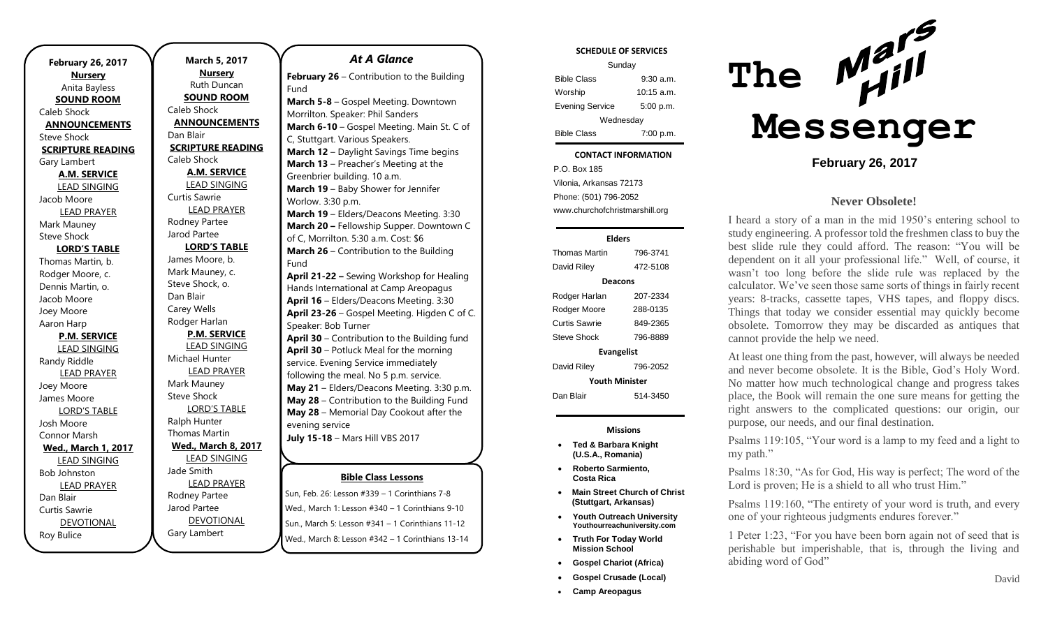**February 26, 2017**
**Nursery**
Anita Bayless
**SOUND ROOM**
Caleb Shock
**ANNOUNCEMENTS**
Steve Shock
**SCRIPTURE READING**
Gary Lambert
**A.M. SERVICE**
LEAD SINGING
Jacob Moore
LEAD PRAYER
Mark Mauney
Steve Shock
**LORD'S TABLE**
Thomas Martin, b.
Rodger Moore, c.
Dennis Martin, o.
Jacob Moore
Joey Moore
Aaron Harp
**P.M. SERVICE**
LEAD SINGING
Randy Riddle
LEAD PRAYER
Joey Moore
James Moore
LORD'S TABLE
Josh Moore
Connor Marsh
**Wed., March 1, 2017**
LEAD SINGING
Bob Johnston
LEAD PRAYER
Dan Blair
Curtis Sawrie
DEVOTIONAL
Roy Bulice

**March 5, 2017**
**Nursery**
Ruth Duncan
**SOUND ROOM**
Caleb Shock
**ANNOUNCEMENTS**
Dan Blair
**SCRIPTURE READING**
Caleb Shock
**A.M. SERVICE**
LEAD SINGING
Curtis Sawrie
LEAD PRAYER
Rodney Partee
Jarod Partee
**LORD'S TABLE**
James Moore, b.
Mark Mauney, c.
Steve Shock, o.
Dan Blair
Carey Wells
Rodger Harlan
**P.M. SERVICE**
LEAD SINGING
Michael Hunter
LEAD PRAYER
Mark Mauney
Steve Shock
LORD'S TABLE
Ralph Hunter
Thomas Martin
**Wed., March 8, 2017**
LEAD SINGING
Jade Smith
LEAD PRAYER
Rodney Partee
Jarod Partee
DEVOTIONAL
Gary Lambert

## *At A Glance*

**February 26** – Contribution to the Building Fund
**March 5-8** – Gospel Meeting. Downtown Morrilton. Speaker: Phil Sanders
**March 6-10** – Gospel Meeting. Main St. C of C, Stuttgart. Various Speakers.
**March 12** – Daylight Savings Time begins
**March 13** – Preacher's Meeting at the Greenbrier building. 10 a.m.
**March 19** – Baby Shower for Jennifer Worlow. 3:30 p.m.
**March 19** – Elders/Deacons Meeting. 3:30
**March 20 –** Fellowship Supper. Downtown C of C, Morrilton. 5:30 a.m. Cost: $6
**March 26** – Contribution to the Building Fund
**April 21-22 –** Sewing Workshop for Healing Hands International at Camp Areopagus
**April 16** – Elders/Deacons Meeting. 3:30
**April 23-26** – Gospel Meeting. Higden C of C. Speaker: Bob Turner
**April 30** – Contribution to the Building fund
**April 30** – Potluck Meal for the morning service. Evening Service immediately following the meal. No 5 p.m. service.
**May 21** – Elders/Deacons Meeting. 3:30 p.m.
**May 28** – Contribution to the Building Fund
**May 28** – Memorial Day Cookout after the evening service
**July 15-18** – Mars Hill VBS 2017

**Bible Class Lessons**

Sun, Feb. 26: Lesson #339 – 1 Corinthians 7-8
Wed., March 1: Lesson #340 – 1 Corinthians 9-10
Sun., March 5: Lesson #341 – 1 Corinthians 11-12
Wed., March 8: Lesson #342 – 1 Corinthians 13-14

**SCHEDULE OF SERVICES**

| Sunday | |
|---|---|
| Bible Class | 9:30 a.m. |
| Worship | 10:15 a.m. |
| Evening Service | 5:00 p.m. |
| Wednesday | |
| Bible Class | 7:00 p.m. |

**CONTACT INFORMATION**

P.O. Box 185
Vilonia, Arkansas 72173
Phone: (501) 796-2052
www.churchofchristmarshill.org

**Elders**

| | |
|---|---|
| Thomas Martin | 796-3741 |
| David Riley | 472-5108 |

**Deacons**

| | |
|---|---|
| Rodger Harlan | 207-2334 |
| Rodger Moore | 288-0135 |
| Curtis Sawrie | 849-2365 |
| Steve Shock | 796-8889 |

**Evangelist**

| | |
|---|---|
| David Riley | 796-2052 |

**Youth Minister**

| | |
|---|---|
| Dan Blair | 514-3450 |

**Missions**

- **Ted & Barbara Knight (U.S.A., Romania)**
- **Roberto Sarmiento, Costa Rica**
- **Main Street Church of Christ (Stuttgart, Arkansas)**
- **Youth Outreach University** Youthourreachuniversity.com
- **Truth For Today World Mission School**
- **Gospel Chariot (Africa)**
- **Gospel Crusade (Local)**
- **Camp Areopagus**

# The Mars Hill Messenger

**February 26, 2017**

## Never Obsolete!

I heard a story of a man in the mid 1950's entering school to study engineering. A professor told the freshmen class to buy the best slide rule they could afford. The reason: "You will be dependent on it all your professional life." Well, of course, it wasn't too long before the slide rule was replaced by the calculator. We've seen those same sorts of things in fairly recent years: 8-tracks, cassette tapes, VHS tapes, and floppy discs. Things that today we consider essential may quickly become obsolete. Tomorrow they may be discarded as antiques that cannot provide the help we need.

At least one thing from the past, however, will always be needed and never become obsolete. It is the Bible, God's Holy Word. No matter how much technological change and progress takes place, the Book will remain the one sure means for getting the right answers to the complicated questions: our origin, our purpose, our needs, and our final destination.

Psalms 119:105, "Your word is a lamp to my feed and a light to my path."

Psalms 18:30, "As for God, His way is perfect; The word of the Lord is proven; He is a shield to all who trust Him."

Psalms 119:160, "The entirety of your word is truth, and every one of your righteous judgments endures forever."

1 Peter 1:23, "For you have been born again not of seed that is perishable but imperishable, that is, through the living and abiding word of God"

David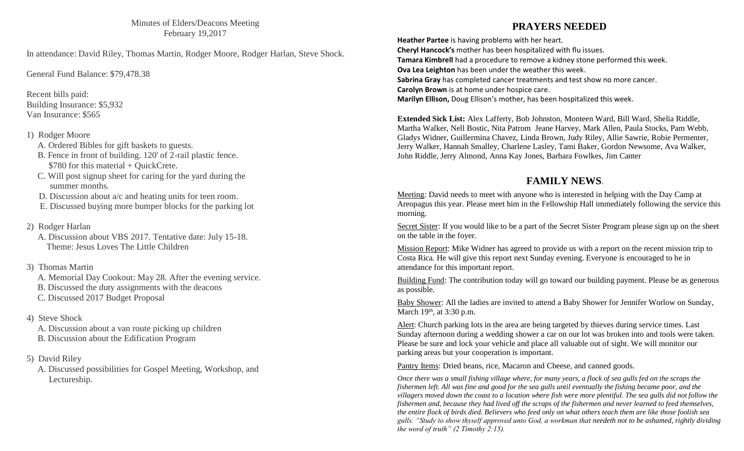Minutes of Elders/Deacons Meeting
February 19,2017

In attendance: David Riley, Thomas Martin, Rodger Moore, Rodger Harlan, Steve Shock.

General Fund Balance: $79,478.38

Recent bills paid:
Building Insurance: $5,932
Van Insurance: $565

1) Rodger Moore
   A. Ordered Bibles for gift baskets to guests.
   B. Fence in front of building. 120' of 2-rail plastic fence. $780 for this material + QuickCrete.
   C. Will post signup sheet for caring for the yard during the summer months.
   D. Discussion about a/c and heating units for teen room.
   E. Discussed buying more bumper blocks for the parking lot

2) Rodger Harlan
   A. Discussion about VBS 2017. Tentative date: July 15-18. Theme: Jesus Loves The Little Children

3) Thomas Martin
   A. Memorial Day Cookout: May 28. After the evening service.
   B. Discussed the duty assignments with the deacons
   C. Discussed 2017 Budget Proposal

4) Steve Shock
   A. Discussion about a van route picking up children
   B. Discussion about the Edification Program

5) David Riley
   A. Discussed possibilities for Gospel Meeting, Workshop, and Lectureship.

## PRAYERS NEEDED

**Heather Partee** is having problems with her heart.
**Cheryl Hancock's** mother has been hospitalized with flu issues.
**Tamara Kimbrell** had a procedure to remove a kidney stone performed this week.
**Ova Lea Leighton** has been under the weather this week.
**Sabrina Gray** has completed cancer treatments and test show no more cancer.
**Carolyn Brown** is at home under hospice care.
**Marilyn Ellison,** Doug Ellison's mother, has been hospitalized this week.

**Extended Sick List:** Alex Lafferty, Bob Johnston, Monteen Ward, Bill Ward, Shelia Riddle, Martha Walker, Nell Bostic, Nita Patrom Jeane Harvey, Mark Allen, Paula Stocks, Pam Webb, Gladys Widner, Guillermina Chavez, Linda Brown, Judy Riley, Allie Sawrie, Robie Permenter, Jerry Walker, Hannah Smalley, Charlene Lasley, Tami Baker, Gordon Newsome, Ava Walker, John Riddle, Jerry Almond, Anna Kay Jones, Barbara Fowlkes, Jim Canter

## FAMILY NEWS.

Meeting: David needs to meet with anyone who is interested in helping with the Day Camp at Areopagus this year. Please meet him in the Fellowship Hall immediately following the service this morning.

Secret Sister: If you would like to be a part of the Secret Sister Program please sign up on the sheet on the table in the foyer.

Mission Report: Mike Widner has agreed to provide us with a report on the recent mission trip to Costa Rica. He will give this report next Sunday evening. Everyone is encouraged to be in attendance for this important report.

Building Fund: The contribution today will go toward our building payment. Please be as generous as possible.

Baby Shower: All the ladies are invited to attend a Baby Shower for Jennifer Worlow on Sunday, March 19th, at 3:30 p.m.

Alert: Church parking lots in the area are being targeted by thieves during service times. Last Sunday afternoon during a wedding shower a car on our lot was broken into and tools were taken. Please be sure and lock your vehicle and place all valuable out of sight. We will monitor our parking areas but your cooperation is important.

Pantry Items: Dried beans, rice, Macaron and Cheese, and canned goods.

*Once there was a small fishing village where, for many years, a flock of sea gulls fed on the scraps the fishermen left. All was fine and good for the sea gulls until eventually the fishing became poor, and the villagers moved down the coast to a location where fish were more plentiful. The sea gulls did not follow the fishermen and, because they had lived off the scraps of the fishermen and never learned to feed themselves, the entire flock of birds died. Believers who feed only on what others teach them are like those foolish sea gulls. "Study to show thyself approved unto God, a workman that needeth not to be ashamed, rightly dividing the word of truth" (2 Timothy 2:15).*